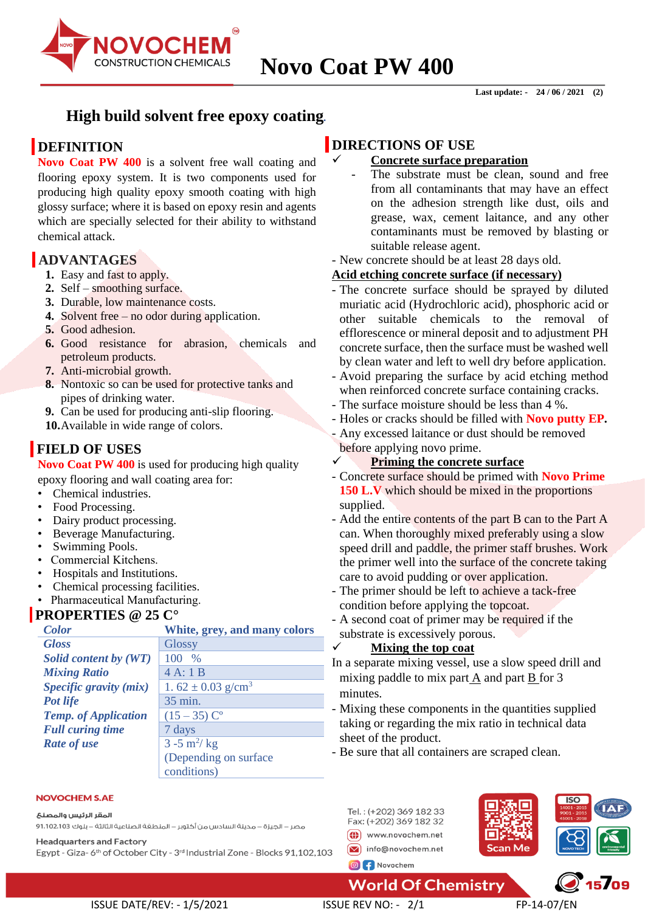# Novo Coat PW 400

Last update: - 24 / 06 / 2021 (2)

## High build solvent free epoxy coating.

## DEFINITION

**Novo Coat PW 400** is a solvent free wall coating and flooring epoxy system. It is two components used for producing high quality epoxy smooth coating with high glossy surface; where it is based on epoxy resin and agents which are specially selected for their ability to withstand chemical attack.

## ADVANTAGES

1. Easy and fast to apply.
2. Self – smoothing surface.
3. Durable, low maintenance costs.
4. Solvent free – no odor during application.
5. Good adhesion.
6. Good resistance for abrasion, chemicals and petroleum products.
7. Anti-microbial growth.
8. Nontoxic so can be used for protective tanks and pipes of drinking water.
9. Can be used for producing anti-slip flooring.
10. Available in wide range of colors.

## FIELD OF USES

**Novo Coat PW 400** is used for producing high quality epoxy flooring and wall coating area for:

- Chemical industries.
- Food Processing.
- Dairy product processing.
- Beverage Manufacturing.
- Swimming Pools.
- Commercial Kitchens.
- Hospitals and Institutions.
- Chemical processing facilities.
- Pharmaceutical Manufacturing.

## PROPERTIES @ 25 C°

| *Color* | White, grey, and many colors |
|---|---|
| *Gloss* | Glossy |
| *Solid content by (WT)* | 100 % |
| *Mixing Ratio* | 4 A: 1 B |
| *Specific gravity (mix)* | 1. 62 ± 0.03 g/cm$^3$ |
| *Pot life* | 35 min. |
| *Temp. of Application* | (15 – 35) C° |
| *Full curing time* | 7 days |
| *Rate of use* | 3 -5 m$^2$/ kg (Depending on surface conditions) |

## DIRECTIONS OF USE

✓ **Concrete surface preparation**

- The substrate must be clean, sound and free from all contaminants that may have an effect on the adhesion strength like dust, oils and grease, wax, cement laitance, and any other contaminants must be removed by blasting or suitable release agent.

- New concrete should be at least 28 days old.

**Acid etching concrete surface (if necessary)**

- The concrete surface should be sprayed by diluted muriatic acid (Hydrochloric acid), phosphoric acid or other suitable chemicals to the removal of efflorescence or mineral deposit and to adjustment PH concrete surface, then the surface must be washed well by clean water and left to well dry before application.
- Avoid preparing the surface by acid etching method when reinforced concrete surface containing cracks.
- The surface moisture should be less than 4 %.
- Holes or cracks should be filled with **Novo putty EP.**
- Any excessed laitance or dust should be removed before applying novo prime.

✓ **Priming the concrete surface**

- Concrete surface should be primed with **Novo Prime 150 L.V** which should be mixed in the proportions supplied.
- Add the entire contents of the part B can to the Part A can. When thoroughly mixed preferably using a slow speed drill and paddle, the primer staff brushes. Work the primer well into the surface of the concrete taking care to avoid pudding or over application.
- The primer should be left to achieve a tack-free condition before applying the topcoat.
- A second coat of primer may be required if the substrate is excessively porous.

✓ **Mixing the top coat**

In a separate mixing vessel, use a slow speed drill and mixing paddle to mix part A and part B for 3 minutes.

- Mixing these components in the quantities supplied taking or regarding the mix ratio in technical data sheet of the product.
- Be sure that all containers are scraped clean.

NOVOCHEM S.AE

المقر الرئيس والمصنع

مصر – الجيزة – مدينة السادس من أكتوبر – المنطقة الصناعية الثالثة – بلوك 91.102.103

Headquarters and Factory

Egypt - Giza- 6th of October City - 3rd Industrial Zone - Blocks 91,102,103

Tel. : (+202) 369 182 33
Fax: (+202) 369 182 32
www.novochem.net
info@novochem.net
Novochem

World Of Chemistry

ISSUE DATE/REV: - 1/5/2021 ISSUE REV NO: - 2/1 FP-14-07/EN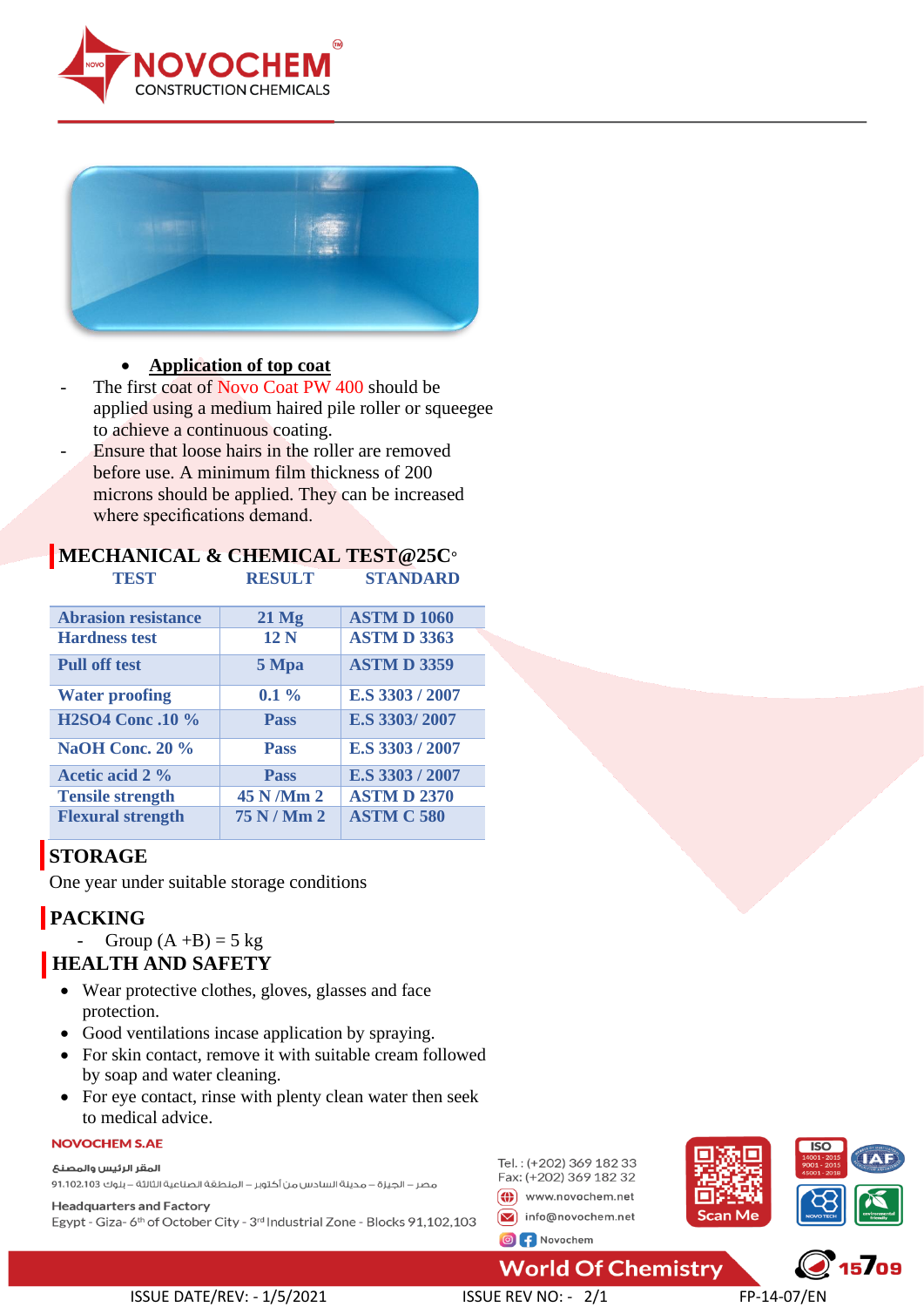- **Application of top coat**

- The first coat of Novo Coat PW 400 should be applied using a medium haired pile roller or squeegee to achieve a continuous coating.
- Ensure that loose hairs in the roller are removed before use. A minimum film thickness of 200 microns should be applied. They can be increased where specifications demand.

## MECHANICAL & CHEMICAL TEST@25C°

| TEST | RESULT | STANDARD |
|---|---|---|
| Abrasion resistance | 21 Mg | ASTM D 1060 |
| Hardness test | 12 N | ASTM D 3363 |
| Pull off test | 5 Mpa | ASTM D 3359 |
| Water proofing | 0.1 % | E.S 3303 / 2007 |
| H2SO4 Conc .10 % | Pass | E.S 3303/ 2007 |
| NaOH Conc. 20 % | Pass | E.S 3303 / 2007 |
| Acetic acid 2 % | Pass | E.S 3303 / 2007 |
| Tensile strength | 45 N /Mm 2 | ASTM D 2370 |
| Flexural strength | 75 N / Mm 2 | ASTM C 580 |

## STORAGE

One year under suitable storage conditions

## PACKING

- Group (A +B) = 5 kg

## HEALTH AND SAFETY

- Wear protective clothes, gloves, glasses and face protection.
- Good ventilations incase application by spraying.
- For skin contact, remove it with suitable cream followed by soap and water cleaning.
- For eye contact, rinse with plenty clean water then seek to medical advice.

NOVOCHEM S.AE

المقر الرئيس والمصنع

مصر – الجيزة – مدينة السادس من أكتوبر – المنطقة الصناعية الثالثة – بلوك 91.102.103

Headquarters and Factory

Egypt - Giza- 6th of October City - 3rd Industrial Zone - Blocks 91,102,103

Tel. : (+202) 369 182 33
Fax: (+202) 369 182 32
www.novochem.net
info@novochem.net
Novochem

ISSUE DATE/REV: - 1/5/2021 ISSUE REV NO: - 2/1 FP-14-07/EN